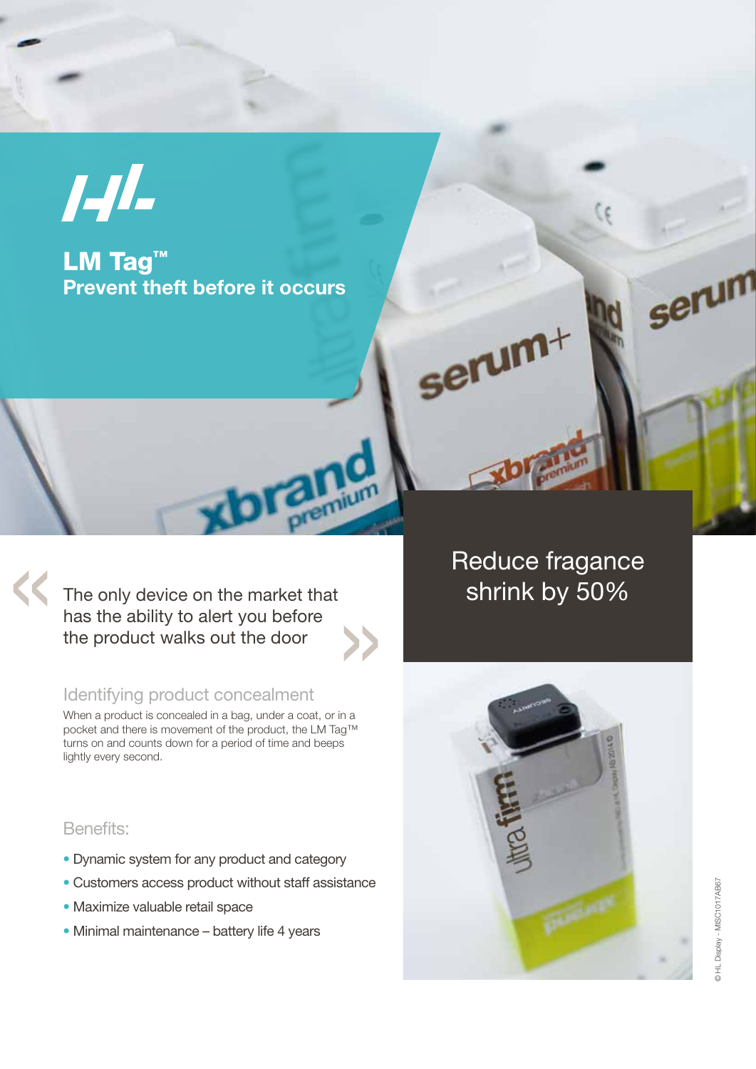# LM Tag™

## Prevent theft before it occurs

> The only device on the market that has the ability to alert you before the product walks out the door

## Reduce fragance shrink by 50%

### Identifying product concealment

When a product is concealed in a bag, under a coat, or in a pocket and there is movement of the product, the LM Tag™ turns on and counts down for a period of time and beeps lightly every second.

### Benefits:

- Dynamic system for any product and category
- Customers access product without staff assistance
- Maximize valuable retail space
- Minimal maintenance – battery life 4 years

© HL Display - MISC1017AB67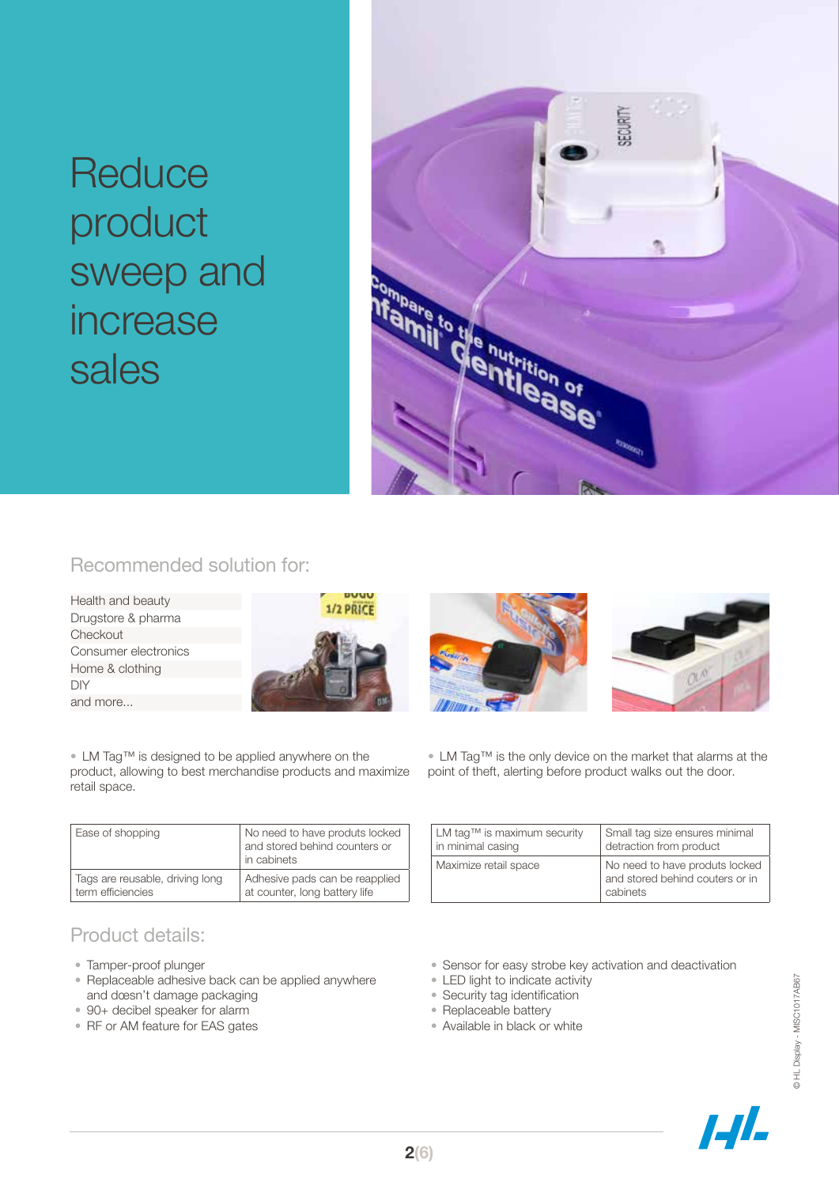# Reduce product sweep and increase sales

## Recommended solution for:

- Health and beauty
- Drugstore & pharma
- Checkout
- Consumer electronics
- Home & clothing
- DIY
- and more...

- LM Tag™ is designed to be applied anywhere on the product, allowing to best merchandise products and maximize retail space.

- LM Tag™ is the only device on the market that alarms at the point of theft, alerting before product walks out the door.

| Ease of shopping | No need to have produts locked and stored behind counters or in cabinets |
|---|---|
| Tags are reusable, driving long term efficiencies | Adhesive pads can be reapplied at counter, long battery life |

| LM tag™ is maximum security in minimal casing | Small tag size ensures minimal detraction from product |
|---|---|
| Maximize retail space | No need to have produts locked and stored behind couters or in cabinets |

## Product details:

- Tamper-proof plunger
- Replaceable adhesive back can be applied anywhere and dœsn't damage packaging
- 90+ decibel speaker for alarm
- RF or AM feature for EAS gates
- Sensor for easy strobe key activation and deactivation
- LED light to indicate activity
- Security tag identification
- Replaceable battery
- Available in black or white

© HL Display - MISC1017AB67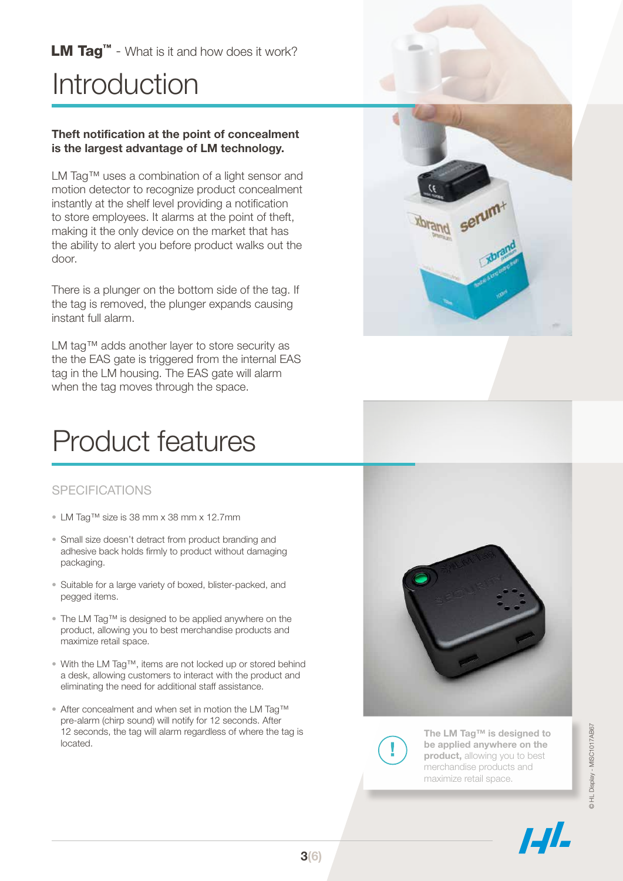**LM Tag™** - What is it and how does it work?

# Introduction

**Theft notification at the point of concealment is the largest advantage of LM technology.**

LM Tag™ uses a combination of a light sensor and motion detector to recognize product concealment instantly at the shelf level providing a notification to store employees. It alarms at the point of theft, making it the only device on the market that has the ability to alert you before product walks out the door.

There is a plunger on the bottom side of the tag. If the tag is removed, the plunger expands causing instant full alarm.

LM tag™ adds another layer to store security as the the EAS gate is triggered from the internal EAS tag in the LM housing. The EAS gate will alarm when the tag moves through the space.

# Product features

## SPECIFICATIONS

- LM Tag™ size is 38 mm x 38 mm x 12.7mm
- Small size doesn't detract from product branding and adhesive back holds firmly to product without damaging packaging.
- Suitable for a large variety of boxed, blister-packed, and pegged items.
- The LM Tag™ is designed to be applied anywhere on the product, allowing you to best merchandise products and maximize retail space.
- With the LM Tag™, items are not locked up or stored behind a desk, allowing customers to interact with the product and eliminating the need for additional staff assistance.
- After concealment and when set in motion the LM Tag™ pre-alarm (chirp sound) will notify for 12 seconds. After 12 seconds, the tag will alarm regardless of where the tag is located.

**The LM Tag™ is designed to be applied anywhere on the product,** allowing you to best merchandise products and maximize retail space.

© HL Display - MISC1017AB67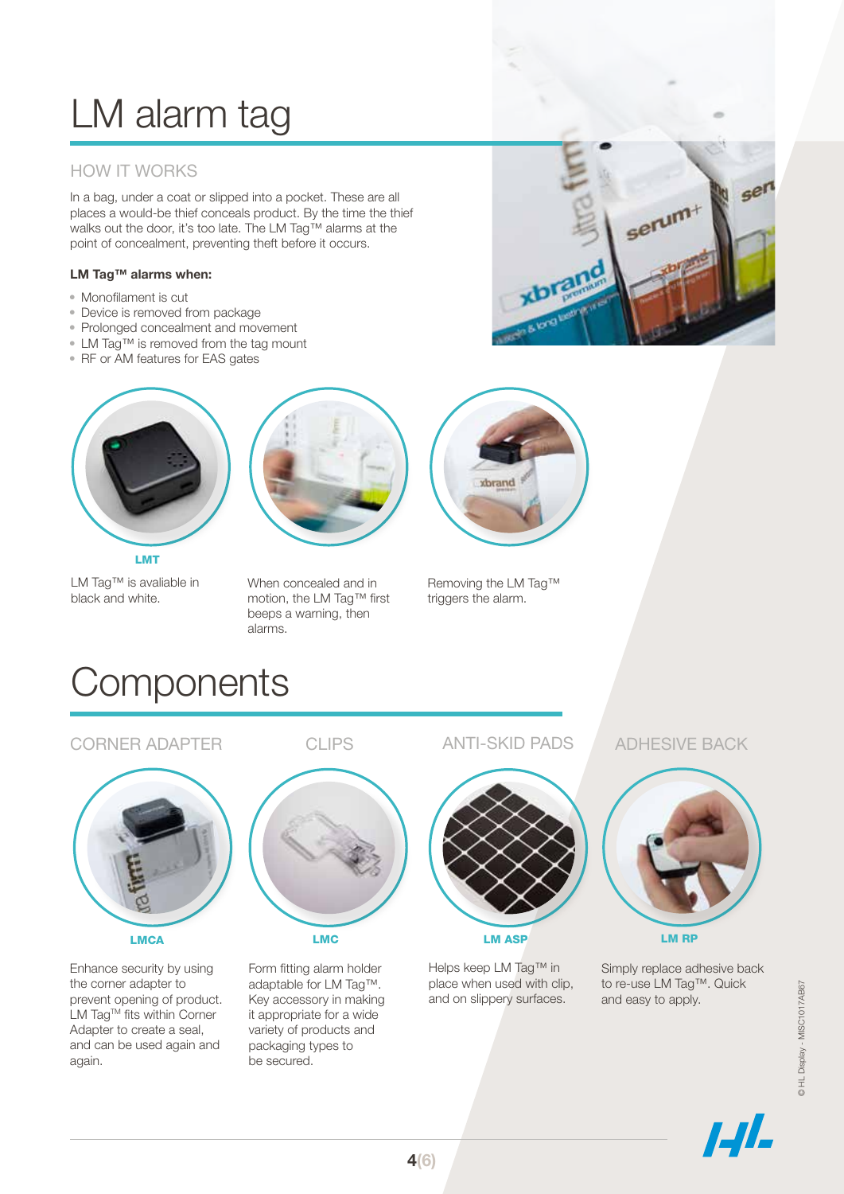# LM alarm tag

## HOW IT WORKS

In a bag, under a coat or slipped into a pocket. These are all places a would-be thief conceals product. By the time the thief walks out the door, it's too late. The LM Tag™ alarms at the point of concealment, preventing theft before it occurs.

**LM Tag™ alarms when:**

- Monofilament is cut
- Device is removed from package
- Prolonged concealment and movement
- LM Tag™ is removed from the tag mount
- RF or AM features for EAS gates

**LMT**

LM Tag™ is avaliable in black and white.

When concealed and in motion, the LM Tag™ first beeps a warning, then alarms.

Removing the LM Tag™ triggers the alarm.

# Components

## CORNER ADAPTER

**LMCA**

Enhance security by using the corner adapter to prevent opening of product. LM Tag™ fits within Corner Adapter to create a seal, and can be used again and again.

## CLIPS

**LMC**

Form fitting alarm holder adaptable for LM Tag™. Key accessory in making it appropriate for a wide variety of products and packaging types to be secured.

## ANTI-SKID PADS

**LM ASP**

Helps keep LM Tag™ in place when used with clip, and on slippery surfaces.

## ADHESIVE BACK

**LM RP**

Simply replace adhesive back to re-use LM Tag™. Quick and easy to apply.

© HL Display - MISC1017AB67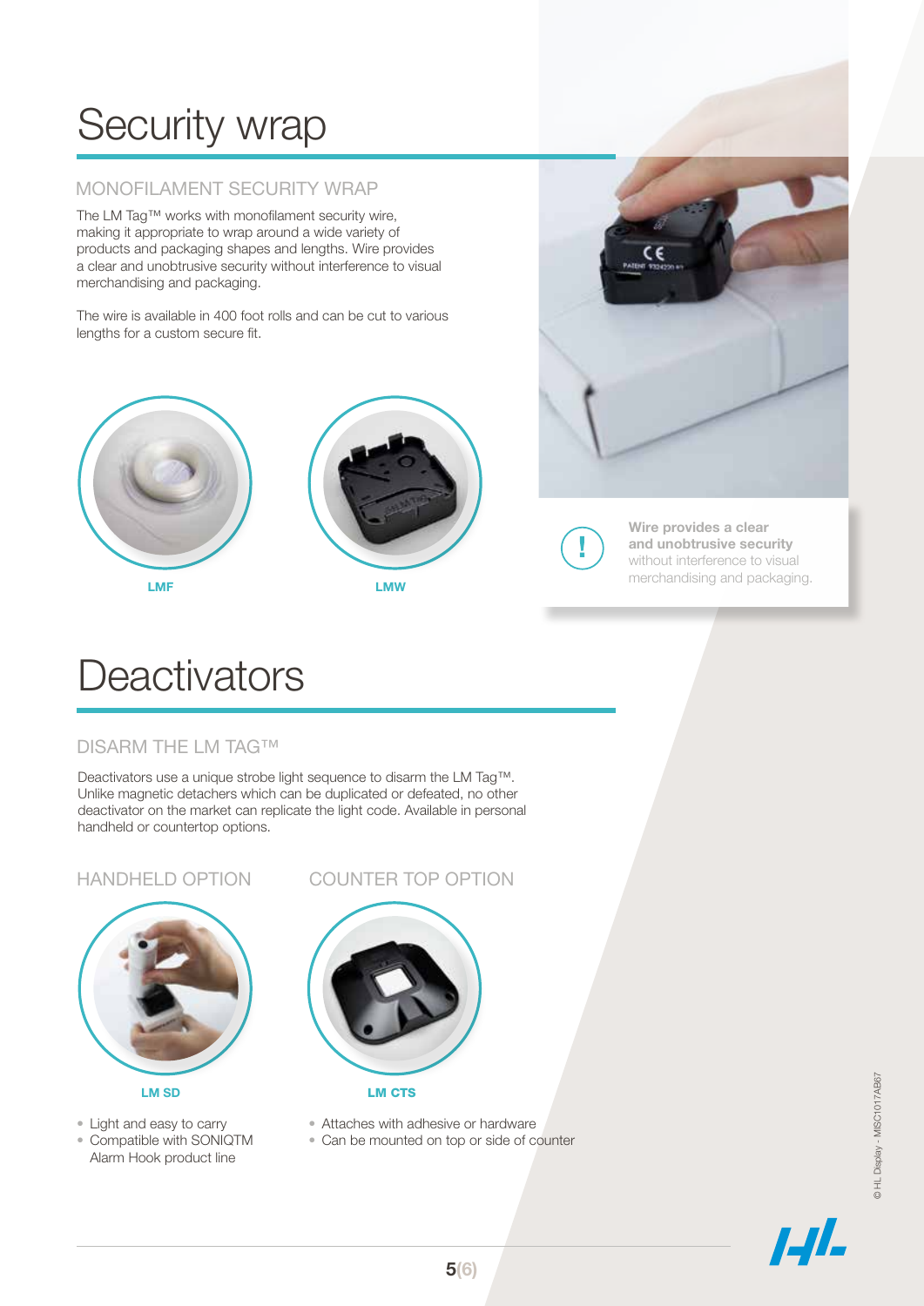# Security wrap

## MONOFILAMENT SECURITY WRAP

The LM Tag™ works with monofilament security wire, making it appropriate to wrap around a wide variety of products and packaging shapes and lengths. Wire provides a clear and unobtrusive security without interference to visual merchandising and packaging.

The wire is available in 400 foot rolls and can be cut to various lengths for a custom secure fit.

**LMF**

**LMW**

**Wire provides a clear and unobtrusive security** without interference to visual merchandising and packaging.

# Deactivators

## DISARM THE LM TAG™

Deactivators use a unique strobe light sequence to disarm the LM Tag™. Unlike magnetic detachers which can be duplicated or defeated, no other deactivator on the market can replicate the light code. Available in personal handheld or countertop options.

### HANDHELD OPTION

**LM SD**

- Light and easy to carry
- Compatible with SONIQTM Alarm Hook product line

### COUNTER TOP OPTION

**LM CTS**

- Attaches with adhesive or hardware
- Can be mounted on top or side of counter

© HL Display - MISC1017AB67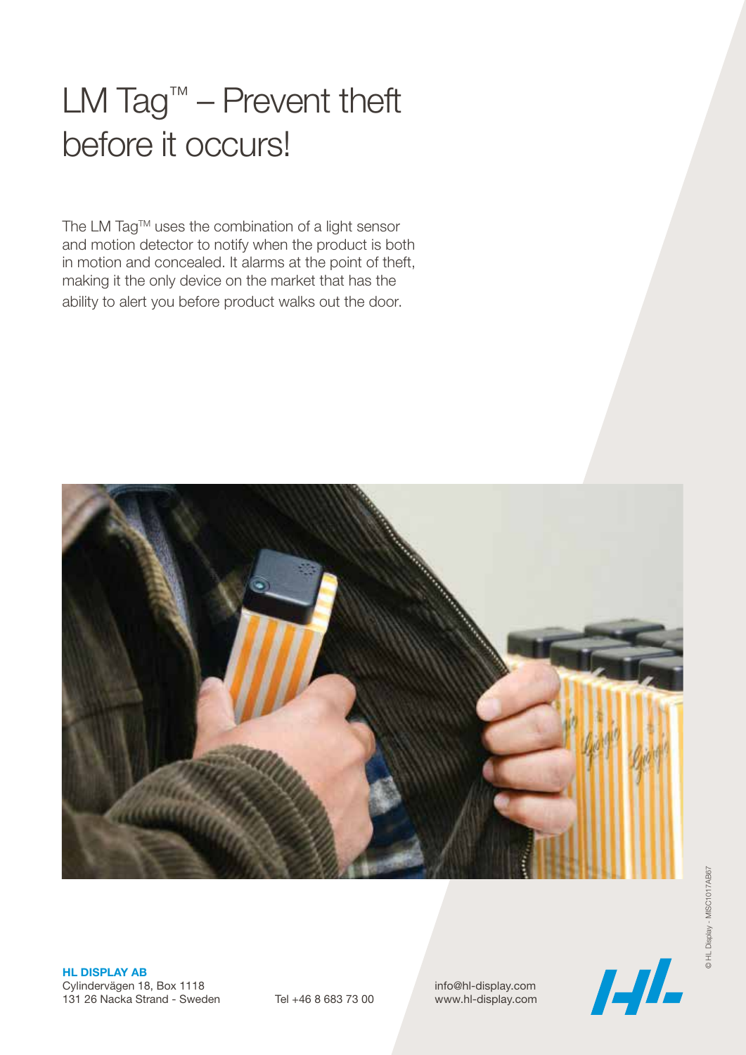# LM Tag™ – Prevent theft before it occurs!

The LM Tag™ uses the combination of a light sensor and motion detector to notify when the product is both in motion and concealed. It alarms at the point of theft, making it the only device on the market that has the ability to alert you before product walks out the door.

**HL DISPLAY AB**
Cylindervägen 18, Box 1118
131 26 Nacka Strand - Sweden

Tel +46 8 683 73 00

info@hl-display.com
www.hl-display.com

© HL Display - MISC1017AB67